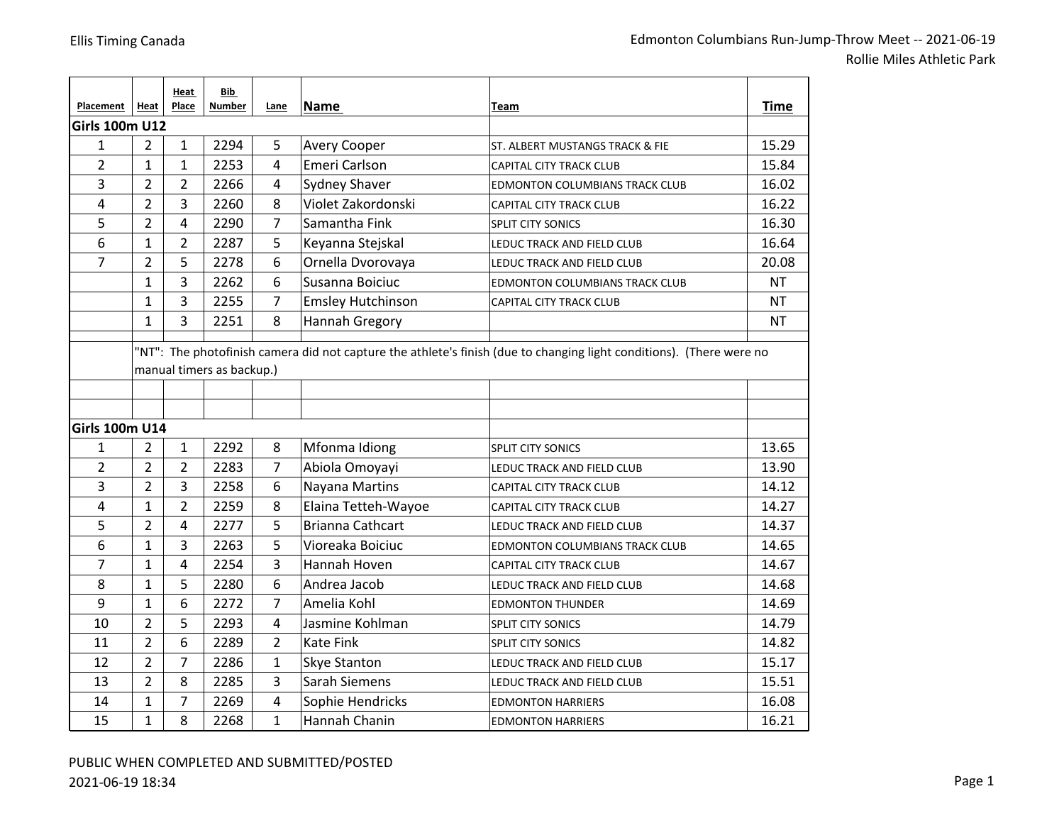Ellis Timing Canada

Edmonton Columbians Run-Jump-Throw Meet -- 2021-06-19
Rollie Miles Athletic Park

| Placement | Heat | Heat Place | Bib Number | Lane | Name | Team | Time |
|---|---|---|---|---|---|---|---|
| **Girls 100m U12** | | | | | | | |
| 1 | 2 | 1 | 2294 | 5 | Avery Cooper | ST. ALBERT MUSTANGS TRACK & FIE | 15.29 |
| 2 | 1 | 1 | 2253 | 4 | Emeri Carlson | CAPITAL CITY TRACK CLUB | 15.84 |
| 3 | 2 | 2 | 2266 | 4 | Sydney Shaver | EDMONTON COLUMBIANS TRACK CLUB | 16.02 |
| 4 | 2 | 3 | 2260 | 8 | Violet Zakordonski | CAPITAL CITY TRACK CLUB | 16.22 |
| 5 | 2 | 4 | 2290 | 7 | Samantha Fink | SPLIT CITY SONICS | 16.30 |
| 6 | 1 | 2 | 2287 | 5 | Keyanna Stejskal | LEDUC TRACK AND FIELD CLUB | 16.64 |
| 7 | 2 | 5 | 2278 | 6 | Ornella Dvorovaya | LEDUC TRACK AND FIELD CLUB | 20.08 |
| | 1 | 3 | 2262 | 6 | Susanna Boiciuc | EDMONTON COLUMBIANS TRACK CLUB | NT |
| | 1 | 3 | 2255 | 7 | Emsley Hutchinson | CAPITAL CITY TRACK CLUB | NT |
| | 1 | 3 | 2251 | 8 | Hannah Gregory | | NT |
| | "NT": The photofinish camera did not capture the athlete's finish (due to changing light conditions). (There were no manual timers as backup.) | | | | | | |
| **Girls 100m U14** | | | | | | | |
| 1 | 2 | 1 | 2292 | 8 | Mfonma Idiong | SPLIT CITY SONICS | 13.65 |
| 2 | 2 | 2 | 2283 | 7 | Abiola Omoyayi | LEDUC TRACK AND FIELD CLUB | 13.90 |
| 3 | 2 | 3 | 2258 | 6 | Nayana Martins | CAPITAL CITY TRACK CLUB | 14.12 |
| 4 | 1 | 2 | 2259 | 8 | Elaina Tetteh-Wayoe | CAPITAL CITY TRACK CLUB | 14.27 |
| 5 | 2 | 4 | 2277 | 5 | Brianna Cathcart | LEDUC TRACK AND FIELD CLUB | 14.37 |
| 6 | 1 | 3 | 2263 | 5 | Vioreaka Boiciuc | EDMONTON COLUMBIANS TRACK CLUB | 14.65 |
| 7 | 1 | 4 | 2254 | 3 | Hannah Hoven | CAPITAL CITY TRACK CLUB | 14.67 |
| 8 | 1 | 5 | 2280 | 6 | Andrea Jacob | LEDUC TRACK AND FIELD CLUB | 14.68 |
| 9 | 1 | 6 | 2272 | 7 | Amelia Kohl | EDMONTON THUNDER | 14.69 |
| 10 | 2 | 5 | 2293 | 4 | Jasmine Kohlman | SPLIT CITY SONICS | 14.79 |
| 11 | 2 | 6 | 2289 | 2 | Kate Fink | SPLIT CITY SONICS | 14.82 |
| 12 | 2 | 7 | 2286 | 1 | Skye Stanton | LEDUC TRACK AND FIELD CLUB | 15.17 |
| 13 | 2 | 8 | 2285 | 3 | Sarah Siemens | LEDUC TRACK AND FIELD CLUB | 15.51 |
| 14 | 1 | 7 | 2269 | 4 | Sophie Hendricks | EDMONTON HARRIERS | 16.08 |
| 15 | 1 | 8 | 2268 | 1 | Hannah Chanin | EDMONTON HARRIERS | 16.21 |

PUBLIC WHEN COMPLETED AND SUBMITTED/POSTED
2021-06-19 18:34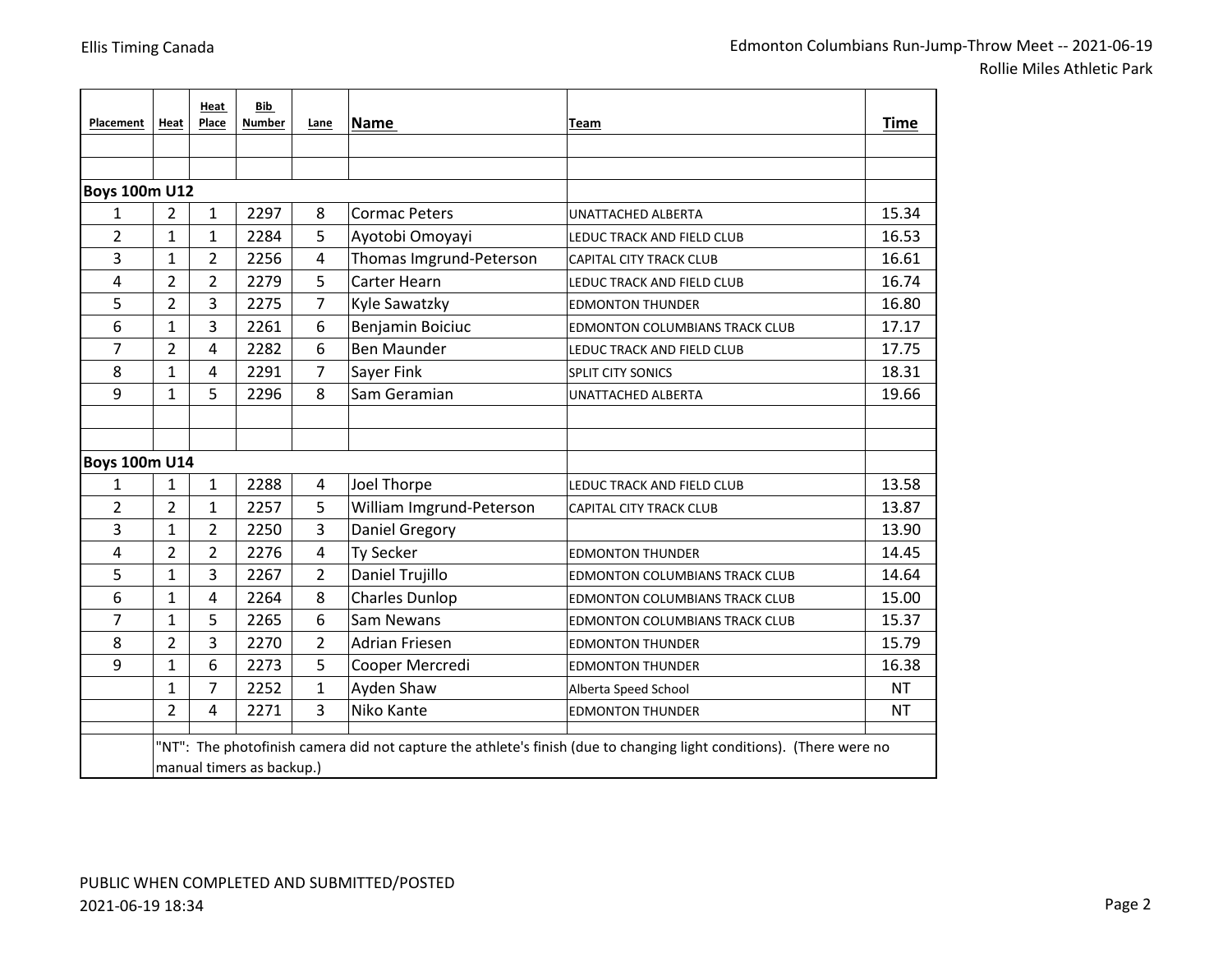| Placement | Heat | Heat Place | Bib Number | Lane | Name | Team | Time |
|---|---|---|---|---|---|---|---|
| **Boys 100m U12** | | | | | | | |
| 1 | 2 | 1 | 2297 | 8 | Cormac Peters | UNATTACHED ALBERTA | 15.34 |
| 2 | 1 | 1 | 2284 | 5 | Ayotobi Omoyayi | LEDUC TRACK AND FIELD CLUB | 16.53 |
| 3 | 1 | 2 | 2256 | 4 | Thomas Imgrund-Peterson | CAPITAL CITY TRACK CLUB | 16.61 |
| 4 | 2 | 2 | 2279 | 5 | Carter Hearn | LEDUC TRACK AND FIELD CLUB | 16.74 |
| 5 | 2 | 3 | 2275 | 7 | Kyle Sawatzky | EDMONTON THUNDER | 16.80 |
| 6 | 1 | 3 | 2261 | 6 | Benjamin Boiciuc | EDMONTON COLUMBIANS TRACK CLUB | 17.17 |
| 7 | 2 | 4 | 2282 | 6 | Ben Maunder | LEDUC TRACK AND FIELD CLUB | 17.75 |
| 8 | 1 | 4 | 2291 | 7 | Sayer Fink | SPLIT CITY SONICS | 18.31 |
| 9 | 1 | 5 | 2296 | 8 | Sam Geramian | UNATTACHED ALBERTA | 19.66 |
| **Boys 100m U14** | | | | | | | |
| 1 | 1 | 1 | 2288 | 4 | Joel Thorpe | LEDUC TRACK AND FIELD CLUB | 13.58 |
| 2 | 2 | 1 | 2257 | 5 | William Imgrund-Peterson | CAPITAL CITY TRACK CLUB | 13.87 |
| 3 | 1 | 2 | 2250 | 3 | Daniel Gregory | | 13.90 |
| 4 | 2 | 2 | 2276 | 4 | Ty Secker | EDMONTON THUNDER | 14.45 |
| 5 | 1 | 3 | 2267 | 2 | Daniel Trujillo | EDMONTON COLUMBIANS TRACK CLUB | 14.64 |
| 6 | 1 | 4 | 2264 | 8 | Charles Dunlop | EDMONTON COLUMBIANS TRACK CLUB | 15.00 |
| 7 | 1 | 5 | 2265 | 6 | Sam Newans | EDMONTON COLUMBIANS TRACK CLUB | 15.37 |
| 8 | 2 | 3 | 2270 | 2 | Adrian Friesen | EDMONTON THUNDER | 15.79 |
| 9 | 1 | 6 | 2273 | 5 | Cooper Mercredi | EDMONTON THUNDER | 16.38 |
| | 1 | 7 | 2252 | 1 | Ayden Shaw | Alberta Speed School | NT |
| | 2 | 4 | 2271 | 3 | Niko Kante | EDMONTON THUNDER | NT |

"NT": The photofinish camera did not capture the athlete's finish (due to changing light conditions). (There were no manual timers as backup.)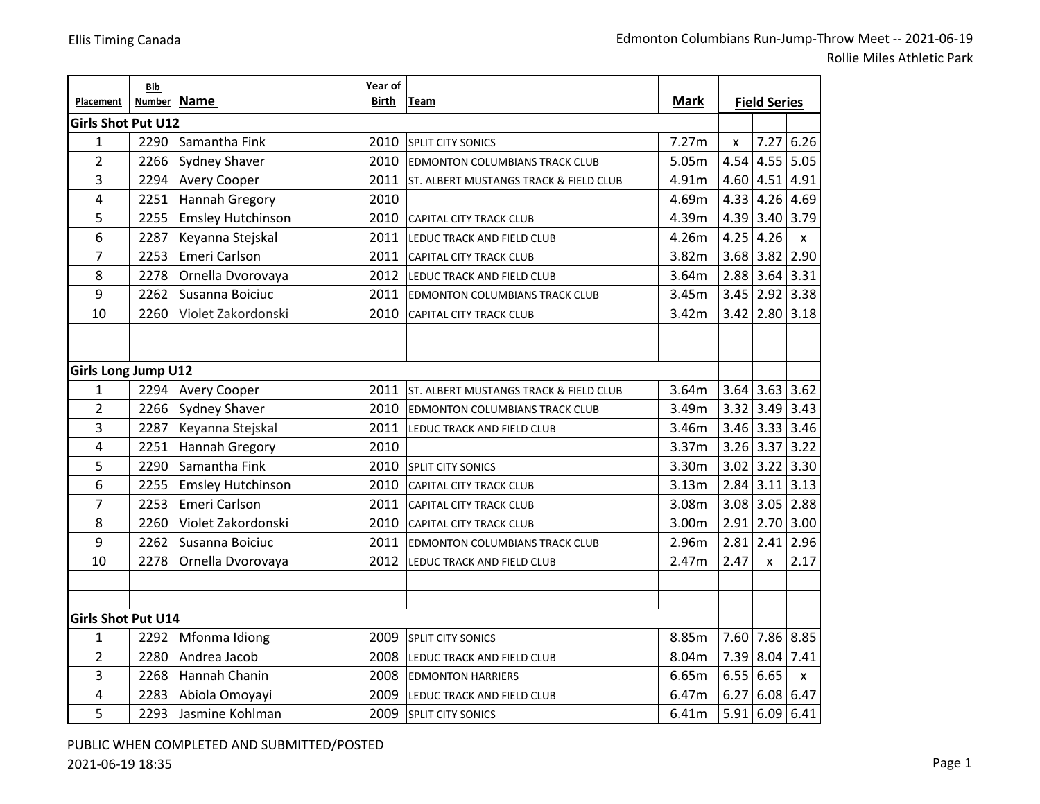| Placement | Bib Number | Name | Year of Birth | Team | Mark | Field Series | | |
|---|---|---|---|---|---|---|---|---|
| **Girls Shot Put U12** | | | | | | | | |
| 1 | 2290 | Samantha Fink | 2010 | SPLIT CITY SONICS | 7.27m | x | 7.27 | 6.26 |
| 2 | 2266 | Sydney Shaver | 2010 | EDMONTON COLUMBIANS TRACK CLUB | 5.05m | 4.54 | 4.55 | 5.05 |
| 3 | 2294 | Avery Cooper | 2011 | ST. ALBERT MUSTANGS TRACK & FIELD CLUB | 4.91m | 4.60 | 4.51 | 4.91 |
| 4 | 2251 | Hannah Gregory | 2010 | | 4.69m | 4.33 | 4.26 | 4.69 |
| 5 | 2255 | Emsley Hutchinson | 2010 | CAPITAL CITY TRACK CLUB | 4.39m | 4.39 | 3.40 | 3.79 |
| 6 | 2287 | Keyanna Stejskal | 2011 | LEDUC TRACK AND FIELD CLUB | 4.26m | 4.25 | 4.26 | x |
| 7 | 2253 | Emeri Carlson | 2011 | CAPITAL CITY TRACK CLUB | 3.82m | 3.68 | 3.82 | 2.90 |
| 8 | 2278 | Ornella Dvorovaya | 2012 | LEDUC TRACK AND FIELD CLUB | 3.64m | 2.88 | 3.64 | 3.31 |
| 9 | 2262 | Susanna Boiciuc | 2011 | EDMONTON COLUMBIANS TRACK CLUB | 3.45m | 3.45 | 2.92 | 3.38 |
| 10 | 2260 | Violet Zakordonski | 2010 | CAPITAL CITY TRACK CLUB | 3.42m | 3.42 | 2.80 | 3.18 |
| | | | | | | | | |
| | | | | | | | | |
| **Girls Long Jump U12** | | | | | | | | |
| 1 | 2294 | Avery Cooper | 2011 | ST. ALBERT MUSTANGS TRACK & FIELD CLUB | 3.64m | 3.64 | 3.63 | 3.62 |
| 2 | 2266 | Sydney Shaver | 2010 | EDMONTON COLUMBIANS TRACK CLUB | 3.49m | 3.32 | 3.49 | 3.43 |
| 3 | 2287 | Keyanna Stejskal | 2011 | LEDUC TRACK AND FIELD CLUB | 3.46m | 3.46 | 3.33 | 3.46 |
| 4 | 2251 | Hannah Gregory | 2010 | | 3.37m | 3.26 | 3.37 | 3.22 |
| 5 | 2290 | Samantha Fink | 2010 | SPLIT CITY SONICS | 3.30m | 3.02 | 3.22 | 3.30 |
| 6 | 2255 | Emsley Hutchinson | 2010 | CAPITAL CITY TRACK CLUB | 3.13m | 2.84 | 3.11 | 3.13 |
| 7 | 2253 | Emeri Carlson | 2011 | CAPITAL CITY TRACK CLUB | 3.08m | 3.08 | 3.05 | 2.88 |
| 8 | 2260 | Violet Zakordonski | 2010 | CAPITAL CITY TRACK CLUB | 3.00m | 2.91 | 2.70 | 3.00 |
| 9 | 2262 | Susanna Boiciuc | 2011 | EDMONTON COLUMBIANS TRACK CLUB | 2.96m | 2.81 | 2.41 | 2.96 |
| 10 | 2278 | Ornella Dvorovaya | 2012 | LEDUC TRACK AND FIELD CLUB | 2.47m | 2.47 | x | 2.17 |
| | | | | | | | | |
| | | | | | | | | |
| **Girls Shot Put U14** | | | | | | | | |
| 1 | 2292 | Mfonma Idiong | 2009 | SPLIT CITY SONICS | 8.85m | 7.60 | 7.86 | 8.85 |
| 2 | 2280 | Andrea Jacob | 2008 | LEDUC TRACK AND FIELD CLUB | 8.04m | 7.39 | 8.04 | 7.41 |
| 3 | 2268 | Hannah Chanin | 2008 | EDMONTON HARRIERS | 6.65m | 6.55 | 6.65 | x |
| 4 | 2283 | Abiola Omoyayi | 2009 | LEDUC TRACK AND FIELD CLUB | 6.47m | 6.27 | 6.08 | 6.47 |
| 5 | 2293 | Jasmine Kohlman | 2009 | SPLIT CITY SONICS | 6.41m | 5.91 | 6.09 | 6.41 |

PUBLIC WHEN COMPLETED AND SUBMITTED/POSTED

2021-06-19 18:35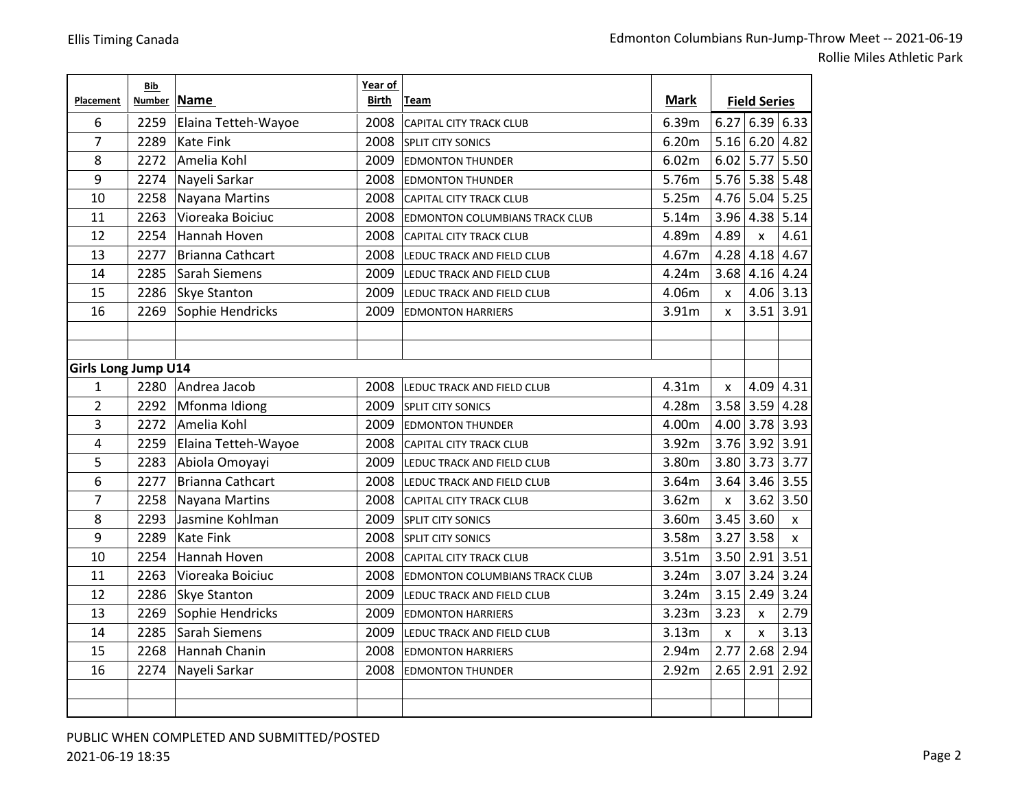| Placement | Bib Number | Name | Year of Birth | Team | Mark | Field Series | | |
|---|---|---|---|---|---|---|---|---|
| 6 | 2259 | Elaina Tetteh-Wayoe | 2008 | CAPITAL CITY TRACK CLUB | 6.39m | 6.27 | 6.39 | 6.33 |
| 7 | 2289 | Kate Fink | 2008 | SPLIT CITY SONICS | 6.20m | 5.16 | 6.20 | 4.82 |
| 8 | 2272 | Amelia Kohl | 2009 | EDMONTON THUNDER | 6.02m | 6.02 | 5.77 | 5.50 |
| 9 | 2274 | Nayeli Sarkar | 2008 | EDMONTON THUNDER | 5.76m | 5.76 | 5.38 | 5.48 |
| 10 | 2258 | Nayana Martins | 2008 | CAPITAL CITY TRACK CLUB | 5.25m | 4.76 | 5.04 | 5.25 |
| 11 | 2263 | Vioreaka Boiciuc | 2008 | EDMONTON COLUMBIANS TRACK CLUB | 5.14m | 3.96 | 4.38 | 5.14 |
| 12 | 2254 | Hannah Hoven | 2008 | CAPITAL CITY TRACK CLUB | 4.89m | 4.89 | x | 4.61 |
| 13 | 2277 | Brianna Cathcart | 2008 | LEDUC TRACK AND FIELD CLUB | 4.67m | 4.28 | 4.18 | 4.67 |
| 14 | 2285 | Sarah Siemens | 2009 | LEDUC TRACK AND FIELD CLUB | 4.24m | 3.68 | 4.16 | 4.24 |
| 15 | 2286 | Skye Stanton | 2009 | LEDUC TRACK AND FIELD CLUB | 4.06m | x | 4.06 | 3.13 |
| 16 | 2269 | Sophie Hendricks | 2009 | EDMONTON HARRIERS | 3.91m | x | 3.51 | 3.91 |
| | | | | | | | | |
| | | | | | | | | |
| **Girls Long Jump U14** | | | | | | | | |
| 1 | 2280 | Andrea Jacob | 2008 | LEDUC TRACK AND FIELD CLUB | 4.31m | x | 4.09 | 4.31 |
| 2 | 2292 | Mfonma Idiong | 2009 | SPLIT CITY SONICS | 4.28m | 3.58 | 3.59 | 4.28 |
| 3 | 2272 | Amelia Kohl | 2009 | EDMONTON THUNDER | 4.00m | 4.00 | 3.78 | 3.93 |
| 4 | 2259 | Elaina Tetteh-Wayoe | 2008 | CAPITAL CITY TRACK CLUB | 3.92m | 3.76 | 3.92 | 3.91 |
| 5 | 2283 | Abiola Omoyayi | 2009 | LEDUC TRACK AND FIELD CLUB | 3.80m | 3.80 | 3.73 | 3.77 |
| 6 | 2277 | Brianna Cathcart | 2008 | LEDUC TRACK AND FIELD CLUB | 3.64m | 3.64 | 3.46 | 3.55 |
| 7 | 2258 | Nayana Martins | 2008 | CAPITAL CITY TRACK CLUB | 3.62m | x | 3.62 | 3.50 |
| 8 | 2293 | Jasmine Kohlman | 2009 | SPLIT CITY SONICS | 3.60m | 3.45 | 3.60 | x |
| 9 | 2289 | Kate Fink | 2008 | SPLIT CITY SONICS | 3.58m | 3.27 | 3.58 | x |
| 10 | 2254 | Hannah Hoven | 2008 | CAPITAL CITY TRACK CLUB | 3.51m | 3.50 | 2.91 | 3.51 |
| 11 | 2263 | Vioreaka Boiciuc | 2008 | EDMONTON COLUMBIANS TRACK CLUB | 3.24m | 3.07 | 3.24 | 3.24 |
| 12 | 2286 | Skye Stanton | 2009 | LEDUC TRACK AND FIELD CLUB | 3.24m | 3.15 | 2.49 | 3.24 |
| 13 | 2269 | Sophie Hendricks | 2009 | EDMONTON HARRIERS | 3.23m | 3.23 | x | 2.79 |
| 14 | 2285 | Sarah Siemens | 2009 | LEDUC TRACK AND FIELD CLUB | 3.13m | x | x | 3.13 |
| 15 | 2268 | Hannah Chanin | 2008 | EDMONTON HARRIERS | 2.94m | 2.77 | 2.68 | 2.94 |
| 16 | 2274 | Nayeli Sarkar | 2008 | EDMONTON THUNDER | 2.92m | 2.65 | 2.91 | 2.92 |
| | | | | | | | | |
| | | | | | | | | |

PUBLIC WHEN COMPLETED AND SUBMITTED/POSTED

2021-06-19 18:35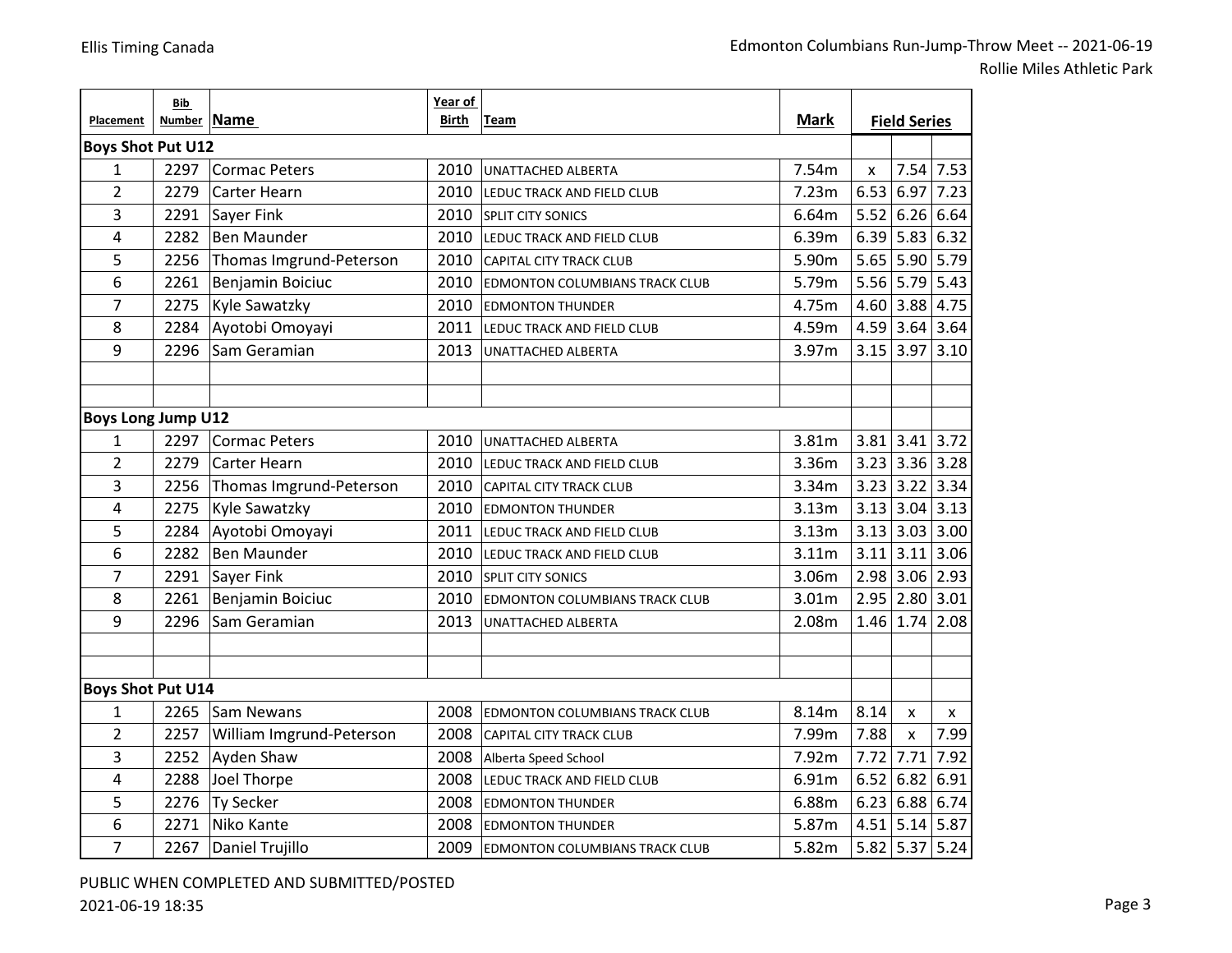| Placement | Bib Number | Name | Year of Birth | Team | Mark | Field Series | | |
|---|---|---|---|---|---|---|---|---|
| **Boys Shot Put U12** | | | | | | | | |
| 1 | 2297 | Cormac Peters | 2010 | UNATTACHED ALBERTA | 7.54m | x | 7.54 | 7.53 |
| 2 | 2279 | Carter Hearn | 2010 | LEDUC TRACK AND FIELD CLUB | 7.23m | 6.53 | 6.97 | 7.23 |
| 3 | 2291 | Sayer Fink | 2010 | SPLIT CITY SONICS | 6.64m | 5.52 | 6.26 | 6.64 |
| 4 | 2282 | Ben Maunder | 2010 | LEDUC TRACK AND FIELD CLUB | 6.39m | 6.39 | 5.83 | 6.32 |
| 5 | 2256 | Thomas Imgrund-Peterson | 2010 | CAPITAL CITY TRACK CLUB | 5.90m | 5.65 | 5.90 | 5.79 |
| 6 | 2261 | Benjamin Boiciuc | 2010 | EDMONTON COLUMBIANS TRACK CLUB | 5.79m | 5.56 | 5.79 | 5.43 |
| 7 | 2275 | Kyle Sawatzky | 2010 | EDMONTON THUNDER | 4.75m | 4.60 | 3.88 | 4.75 |
| 8 | 2284 | Ayotobi Omoyayi | 2011 | LEDUC TRACK AND FIELD CLUB | 4.59m | 4.59 | 3.64 | 3.64 |
| 9 | 2296 | Sam Geramian | 2013 | UNATTACHED ALBERTA | 3.97m | 3.15 | 3.97 | 3.10 |
| **Boys Long Jump U12** | | | | | | | | |
| 1 | 2297 | Cormac Peters | 2010 | UNATTACHED ALBERTA | 3.81m | 3.81 | 3.41 | 3.72 |
| 2 | 2279 | Carter Hearn | 2010 | LEDUC TRACK AND FIELD CLUB | 3.36m | 3.23 | 3.36 | 3.28 |
| 3 | 2256 | Thomas Imgrund-Peterson | 2010 | CAPITAL CITY TRACK CLUB | 3.34m | 3.23 | 3.22 | 3.34 |
| 4 | 2275 | Kyle Sawatzky | 2010 | EDMONTON THUNDER | 3.13m | 3.13 | 3.04 | 3.13 |
| 5 | 2284 | Ayotobi Omoyayi | 2011 | LEDUC TRACK AND FIELD CLUB | 3.13m | 3.13 | 3.03 | 3.00 |
| 6 | 2282 | Ben Maunder | 2010 | LEDUC TRACK AND FIELD CLUB | 3.11m | 3.11 | 3.11 | 3.06 |
| 7 | 2291 | Sayer Fink | 2010 | SPLIT CITY SONICS | 3.06m | 2.98 | 3.06 | 2.93 |
| 8 | 2261 | Benjamin Boiciuc | 2010 | EDMONTON COLUMBIANS TRACK CLUB | 3.01m | 2.95 | 2.80 | 3.01 |
| 9 | 2296 | Sam Geramian | 2013 | UNATTACHED ALBERTA | 2.08m | 1.46 | 1.74 | 2.08 |
| **Boys Shot Put U14** | | | | | | | | |
| 1 | 2265 | Sam Newans | 2008 | EDMONTON COLUMBIANS TRACK CLUB | 8.14m | 8.14 | x | x |
| 2 | 2257 | William Imgrund-Peterson | 2008 | CAPITAL CITY TRACK CLUB | 7.99m | 7.88 | x | 7.99 |
| 3 | 2252 | Ayden Shaw | 2008 | Alberta Speed School | 7.92m | 7.72 | 7.71 | 7.92 |
| 4 | 2288 | Joel Thorpe | 2008 | LEDUC TRACK AND FIELD CLUB | 6.91m | 6.52 | 6.82 | 6.91 |
| 5 | 2276 | Ty Secker | 2008 | EDMONTON THUNDER | 6.88m | 6.23 | 6.88 | 6.74 |
| 6 | 2271 | Niko Kante | 2008 | EDMONTON THUNDER | 5.87m | 4.51 | 5.14 | 5.87 |
| 7 | 2267 | Daniel Trujillo | 2009 | EDMONTON COLUMBIANS TRACK CLUB | 5.82m | 5.82 | 5.37 | 5.24 |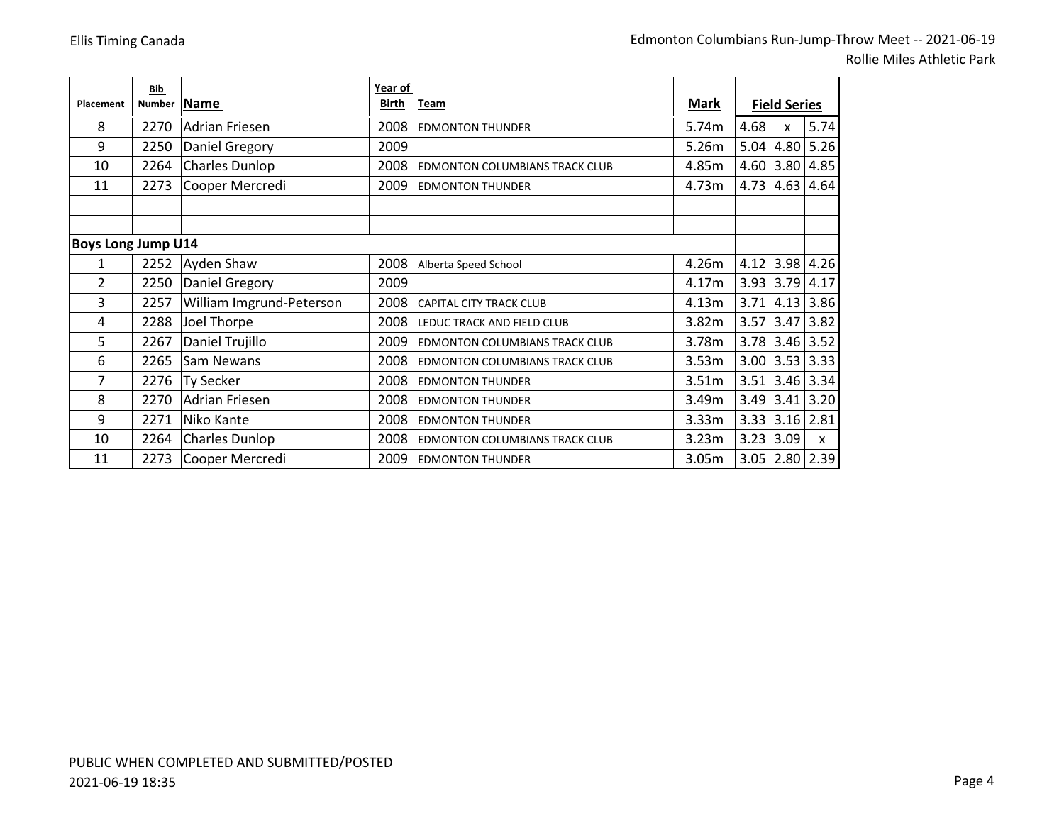| Placement | Bib Number | Name | Year of Birth | Team | Mark | Field Series | | |
|---|---|---|---|---|---|---|---|---|
| 8 | 2270 | Adrian Friesen | 2008 | EDMONTON THUNDER | 5.74m | 4.68 | x | 5.74 |
| 9 | 2250 | Daniel Gregory | 2009 | | 5.26m | 5.04 | 4.80 | 5.26 |
| 10 | 2264 | Charles Dunlop | 2008 | EDMONTON COLUMBIANS TRACK CLUB | 4.85m | 4.60 | 3.80 | 4.85 |
| 11 | 2273 | Cooper Mercredi | 2009 | EDMONTON THUNDER | 4.73m | 4.73 | 4.63 | 4.64 |
| | | | | | | | | |
| | | | | | | | | |
| **Boys Long Jump U14** | | | | | | | | |
| 1 | 2252 | Ayden Shaw | 2008 | Alberta Speed School | 4.26m | 4.12 | 3.98 | 4.26 |
| 2 | 2250 | Daniel Gregory | 2009 | | 4.17m | 3.93 | 3.79 | 4.17 |
| 3 | 2257 | William Imgrund-Peterson | 2008 | CAPITAL CITY TRACK CLUB | 4.13m | 3.71 | 4.13 | 3.86 |
| 4 | 2288 | Joel Thorpe | 2008 | LEDUC TRACK AND FIELD CLUB | 3.82m | 3.57 | 3.47 | 3.82 |
| 5 | 2267 | Daniel Trujillo | 2009 | EDMONTON COLUMBIANS TRACK CLUB | 3.78m | 3.78 | 3.46 | 3.52 |
| 6 | 2265 | Sam Newans | 2008 | EDMONTON COLUMBIANS TRACK CLUB | 3.53m | 3.00 | 3.53 | 3.33 |
| 7 | 2276 | Ty Secker | 2008 | EDMONTON THUNDER | 3.51m | 3.51 | 3.46 | 3.34 |
| 8 | 2270 | Adrian Friesen | 2008 | EDMONTON THUNDER | 3.49m | 3.49 | 3.41 | 3.20 |
| 9 | 2271 | Niko Kante | 2008 | EDMONTON THUNDER | 3.33m | 3.33 | 3.16 | 2.81 |
| 10 | 2264 | Charles Dunlop | 2008 | EDMONTON COLUMBIANS TRACK CLUB | 3.23m | 3.23 | 3.09 | x |
| 11 | 2273 | Cooper Mercredi | 2009 | EDMONTON THUNDER | 3.05m | 3.05 | 2.80 | 2.39 |

PUBLIC WHEN COMPLETED AND SUBMITTED/POSTED
2021-06-19 18:35